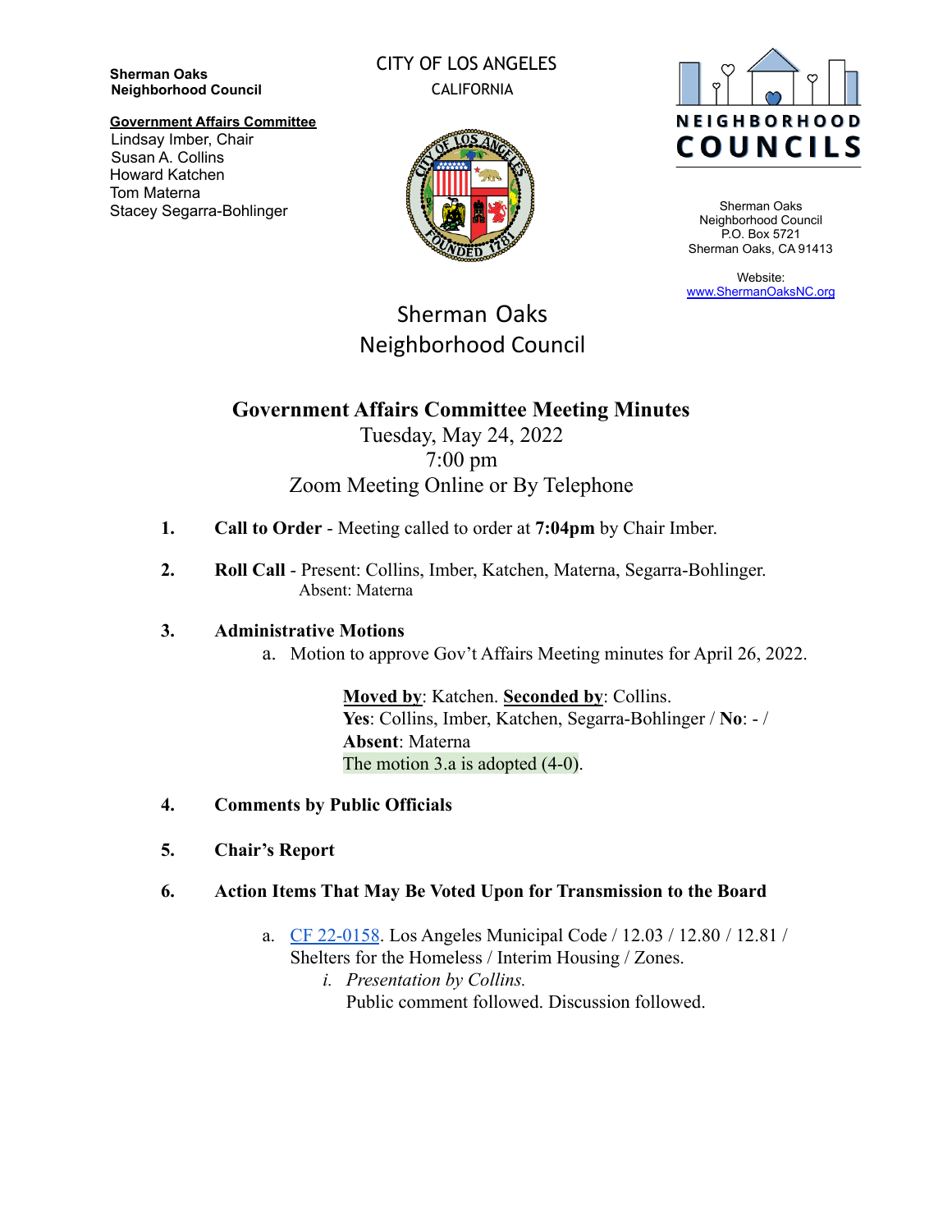**Sherman Oaks Neighborhood Council**

**Government Affairs Committee**
Lindsay Imber, Chair
Susan A. Collins
Howard Katchen
Tom Materna
Stacey Segarra-Bohlinger

CITY OF LOS ANGELES
CALIFORNIA

NEIGHBORHOOD COUNCILS

Sherman Oaks Neighborhood Council
P.O. Box 5721
Sherman Oaks, CA 91413

Website: www.ShermanOaksNC.org

# Sherman Oaks Neighborhood Council

## Government Affairs Committee Meeting Minutes

Tuesday, May 24, 2022
7:00 pm
Zoom Meeting Online or By Telephone

1. **Call to Order** - Meeting called to order at **7:04pm** by Chair Imber.

2. **Roll Call** - Present: Collins, Imber, Katchen, Materna, Segarra-Bohlinger.
   Absent: Materna

3. **Administrative Motions**
   a. Motion to approve Gov't Affairs Meeting minutes for April 26, 2022.

      **Moved by**: Katchen. **Seconded by**: Collins.
      **Yes**: Collins, Imber, Katchen, Segarra-Bohlinger / **No**: - /
      **Absent**: Materna
      The motion 3.a is adopted (4-0).

4. **Comments by Public Officials**

5. **Chair's Report**

6. **Action Items That May Be Voted Upon for Transmission to the Board**

   a. CF 22-0158. Los Angeles Municipal Code / 12.03 / 12.80 / 12.81 / Shelters for the Homeless / Interim Housing / Zones.
      i. *Presentation by Collins.*
         Public comment followed. Discussion followed.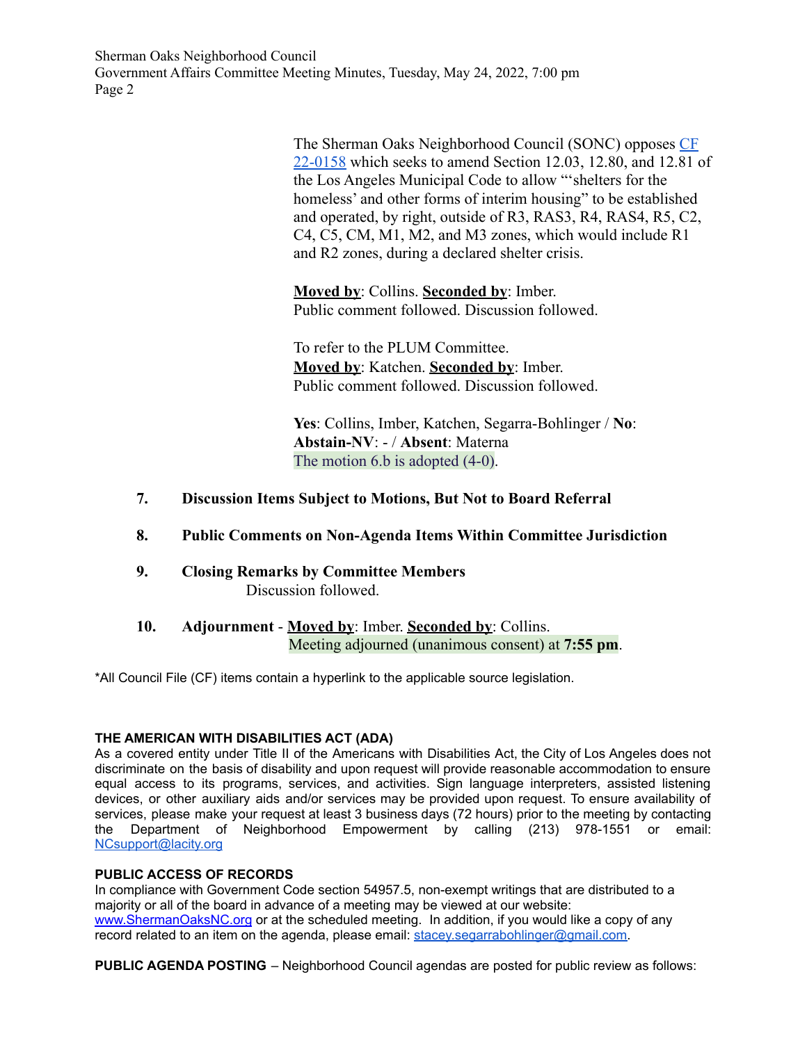The Sherman Oaks Neighborhood Council (SONC) opposes CF 22-0158 which seeks to amend Section 12.03, 12.80, and 12.81 of the Los Angeles Municipal Code to allow "'shelters for the homeless' and other forms of interim housing" to be established and operated, by right, outside of R3, RAS3, R4, RAS4, R5, C2, C4, C5, CM, M1, M2, and M3 zones, which would include R1 and R2 zones, during a declared shelter crisis.

**Moved by**: Collins. **Seconded by**: Imber.
Public comment followed. Discussion followed.

To refer to the PLUM Committee.
**Moved by**: Katchen. **Seconded by**: Imber.
Public comment followed. Discussion followed.

**Yes**: Collins, Imber, Katchen, Segarra-Bohlinger / **No**:
**Abstain-NV**: - / **Absent**: Materna
The motion 6.b is adopted (4-0).

**7. Discussion Items Subject to Motions, But Not to Board Referral**

**8. Public Comments on Non-Agenda Items Within Committee Jurisdiction**

**9. Closing Remarks by Committee Members**
Discussion followed.

**10. Adjournment** - **Moved by**: Imber. **Seconded by**: Collins.
Meeting adjourned (unanimous consent) at **7:55 pm**.

*All Council File (CF) items contain a hyperlink to the applicable source legislation.

**THE AMERICAN WITH DISABILITIES ACT (ADA)**
As a covered entity under Title II of the Americans with Disabilities Act, the City of Los Angeles does not discriminate on the basis of disability and upon request will provide reasonable accommodation to ensure equal access to its programs, services, and activities. Sign language interpreters, assisted listening devices, or other auxiliary aids and/or services may be provided upon request. To ensure availability of services, please make your request at least 3 business days (72 hours) prior to the meeting by contacting the Department of Neighborhood Empowerment by calling (213) 978-1551 or email: NCsupport@lacity.org

**PUBLIC ACCESS OF RECORDS**
In compliance with Government Code section 54957.5, non-exempt writings that are distributed to a majority or all of the board in advance of a meeting may be viewed at our website: www.ShermanOaksNC.org or at the scheduled meeting. In addition, if you would like a copy of any record related to an item on the agenda, please email: stacey.segarrabohlinger@gmail.com.

**PUBLIC AGENDA POSTING** – Neighborhood Council agendas are posted for public review as follows: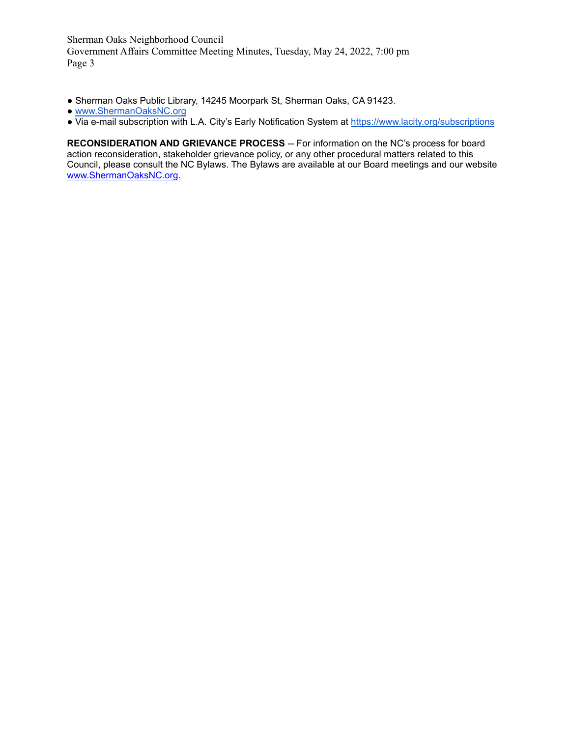- Sherman Oaks Public Library, 14245 Moorpark St, Sherman Oaks, CA 91423.
- [www.ShermanOaksNC.org](http://www.ShermanOaksNC.org)
- Via e-mail subscription with L.A. City's Early Notification System at [https://www.lacity.org/subscriptions](https://www.lacity.org/subscriptions)

**RECONSIDERATION AND GRIEVANCE PROCESS** -- For information on the NC's process for board action reconsideration, stakeholder grievance policy, or any other procedural matters related to this Council, please consult the NC Bylaws. The Bylaws are available at our Board meetings and our website [www.ShermanOaksNC.org](http://www.ShermanOaksNC.org).